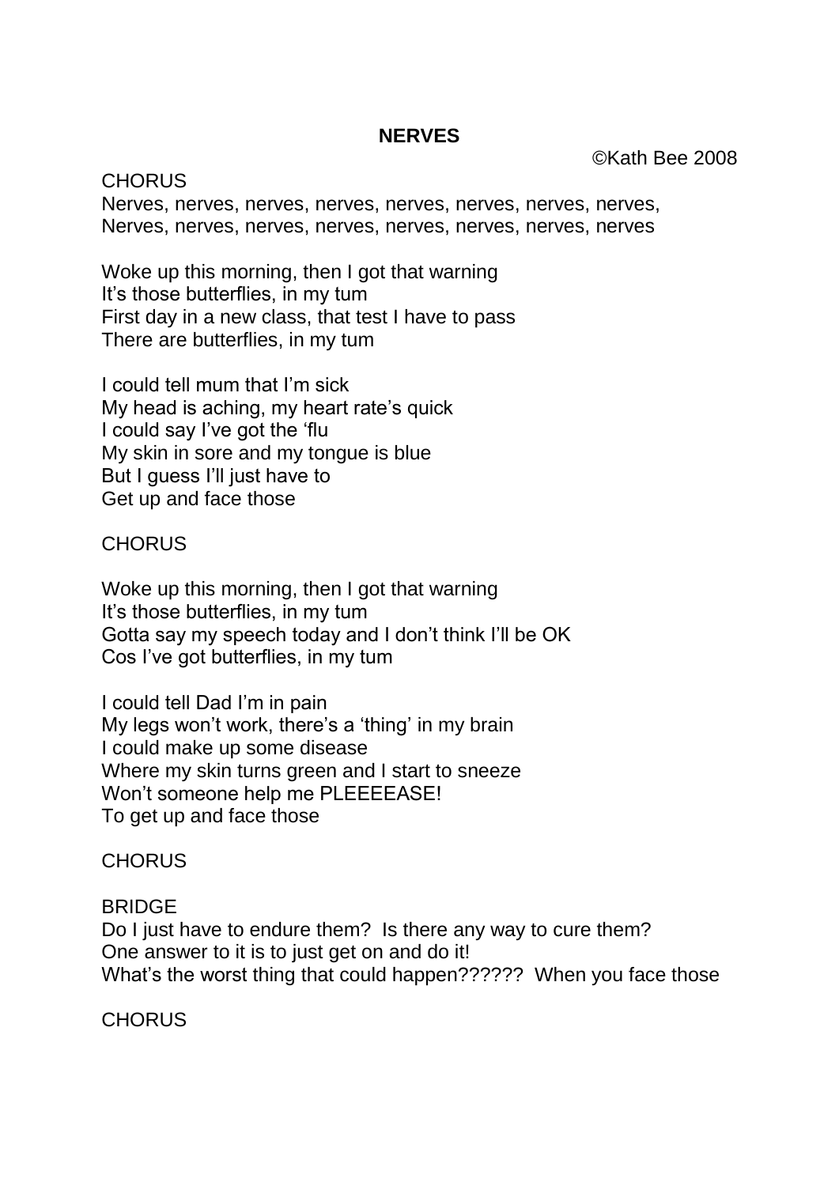# NERVES

©Kath Bee 2008

CHORUS
Nerves, nerves, nerves, nerves, nerves, nerves, nerves, nerves,
Nerves, nerves, nerves, nerves, nerves, nerves, nerves, nerves

Woke up this morning, then I got that warning
It's those butterflies, in my tum
First day in a new class, that test I have to pass
There are butterflies, in my tum

I could tell mum that I'm sick
My head is aching, my heart rate's quick
I could say I've got the 'flu
My skin in sore and my tongue is blue
But I guess I'll just have to
Get up and face those

CHORUS

Woke up this morning, then I got that warning
It's those butterflies, in my tum
Gotta say my speech today and I don't think I'll be OK
Cos I've got butterflies, in my tum

I could tell Dad I'm in pain
My legs won't work, there's a 'thing' in my brain
I could make up some disease
Where my skin turns green and I start to sneeze
Won't someone help me PLEEEEASE!
To get up and face those

CHORUS

BRIDGE
Do I just have to endure them? Is there any way to cure them?
One answer to it is to just get on and do it!
What's the worst thing that could happen?????? When you face those

CHORUS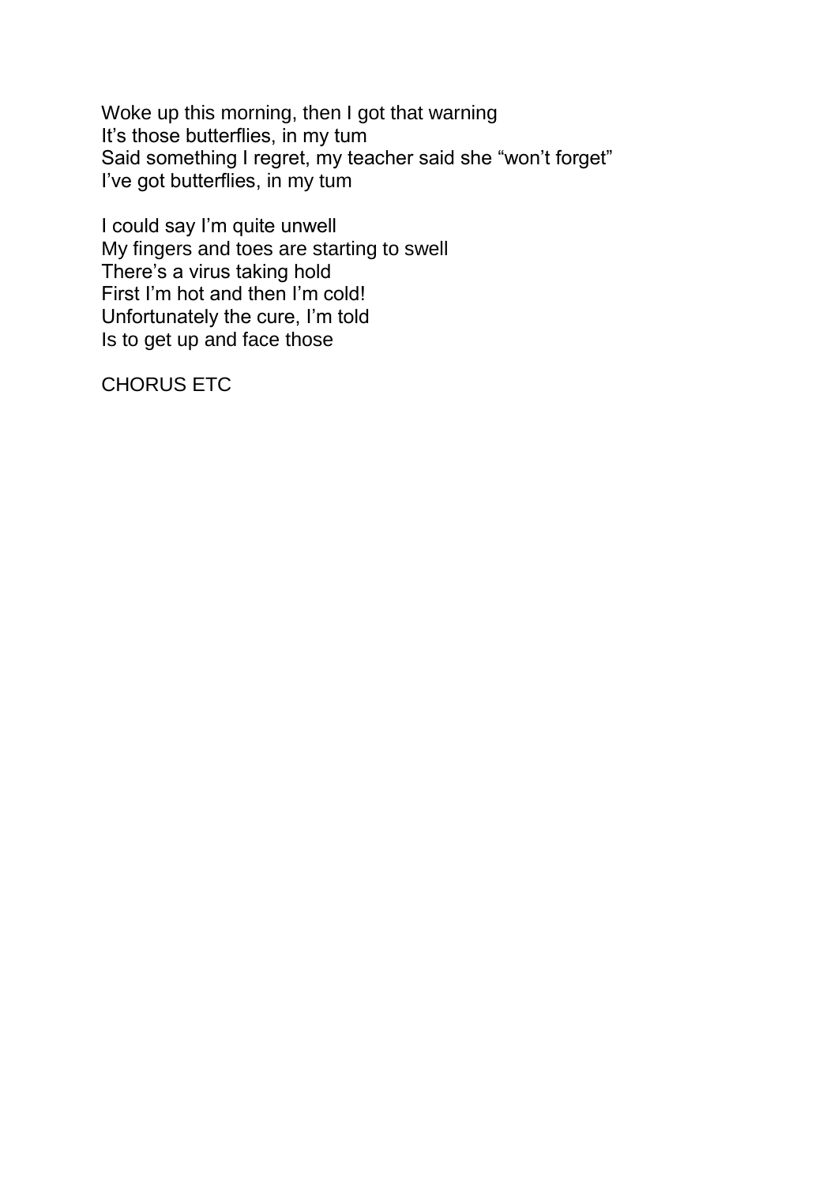Woke up this morning, then I got that warning
It's those butterflies, in my tum
Said something I regret, my teacher said she "won't forget"
I've got butterflies, in my tum

I could say I'm quite unwell
My fingers and toes are starting to swell
There's a virus taking hold
First I'm hot and then I'm cold!
Unfortunately the cure, I'm told
Is to get up and face those

CHORUS ETC